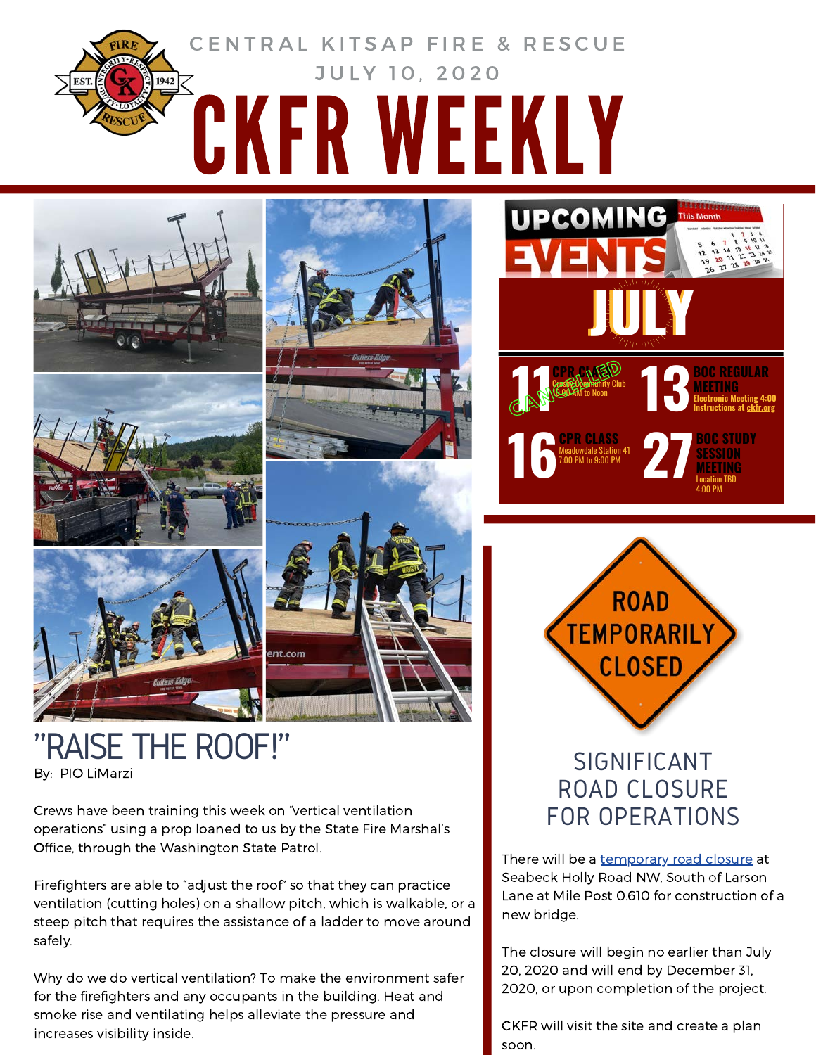# CENTRAL KITSAP FIRE & RESCUE

JULY 10, 2020

# CKFR WEEKLY

## UPCOMING EVENTS

### JULY

**11** CPR CLASS — CANCELLED
Crosspoint Community Club
9:00 AM to Noon

**13** BOC REGULAR MEETING
Electronic Meeting 4:00
Instructions at ckfr.org

**16** CPR CLASS
Meadowdale Station 41
7:00 PM to 9:00 PM

**27** BOC STUDY SESSION MEETING
Location TBD
4:00 PM

## "RAISE THE ROOF!"

By: PIO LiMarzi

Crews have been training this week on "vertical ventilation operations" using a prop loaned to us by the State Fire Marshal's Office, through the Washington State Patrol.

Firefighters are able to "adjust the roof" so that they can practice ventilation (cutting holes) on a shallow pitch, which is walkable, or a steep pitch that requires the assistance of a ladder to move around safely.

Why do we do vertical ventilation? To make the environment safer for the firefighters and any occupants in the building. Heat and smoke rise and ventilating helps alleviate the pressure and increases visibility inside.

ROAD TEMPORARILY CLOSED

## SIGNIFICANT ROAD CLOSURE FOR OPERATIONS

There will be a temporary road closure at Seabeck Holly Road NW, South of Larson Lane at Mile Post 0.610 for construction of a new bridge.

The closure will begin no earlier than July 20, 2020 and will end by December 31, 2020, or upon completion of the project.

CKFR will visit the site and create a plan soon.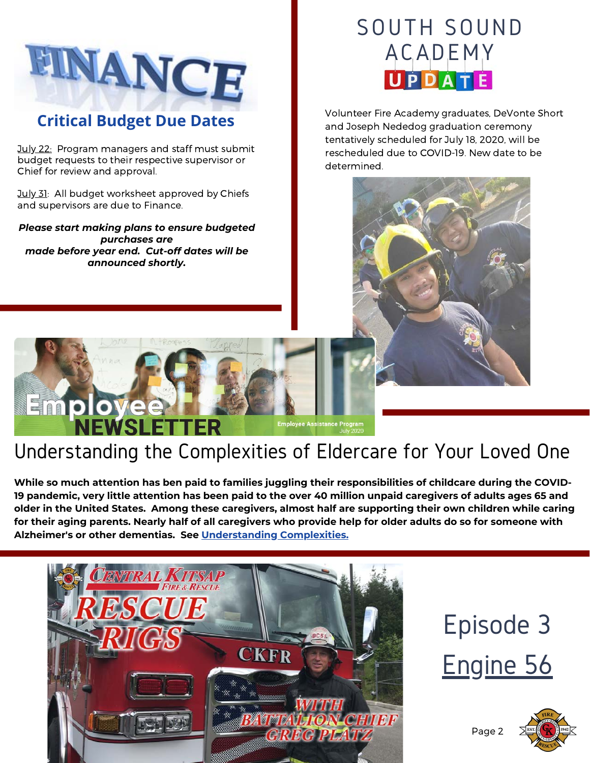# FINANCE

## Critical Budget Due Dates

July 22: Program managers and staff must submit budget requests to their respective supervisor or Chief for review and approval.

July 31: All budget worksheet approved by Chiefs and supervisors are due to Finance.

***Please start making plans to ensure budgeted purchases are made before year end. Cut-off dates will be announced shortly.***

# SOUTH SOUND ACADEMY UPDATE

Volunteer Fire Academy graduates, DeVonte Short and Joseph Nededog graduation ceremony tentatively scheduled for July 18, 2020, will be rescheduled due to COVID-19. New date to be determined.

# Employee NEWSLETTER

Employee Assistance Program
July 2020

## Understanding the Complexities of Eldercare for Your Loved One

**While so much attention has ben paid to families juggling their responsibilities of childcare during the COVID-19 pandemic, very little attention has been paid to the over 40 million unpaid caregivers of adults ages 65 and older in the United States. Among these caregivers, almost half are supporting their own children while caring for their aging parents. Nearly half of all caregivers who provide help for older adults do so for someone with Alzheimer's or other dementias. See Understanding Complexities.**

# CENTRAL KITSAP FIRE & RESCUE RESCUE RIGS

WITH BATTALION CHIEF GREG PLATZ

## Episode 3

## Engine 56